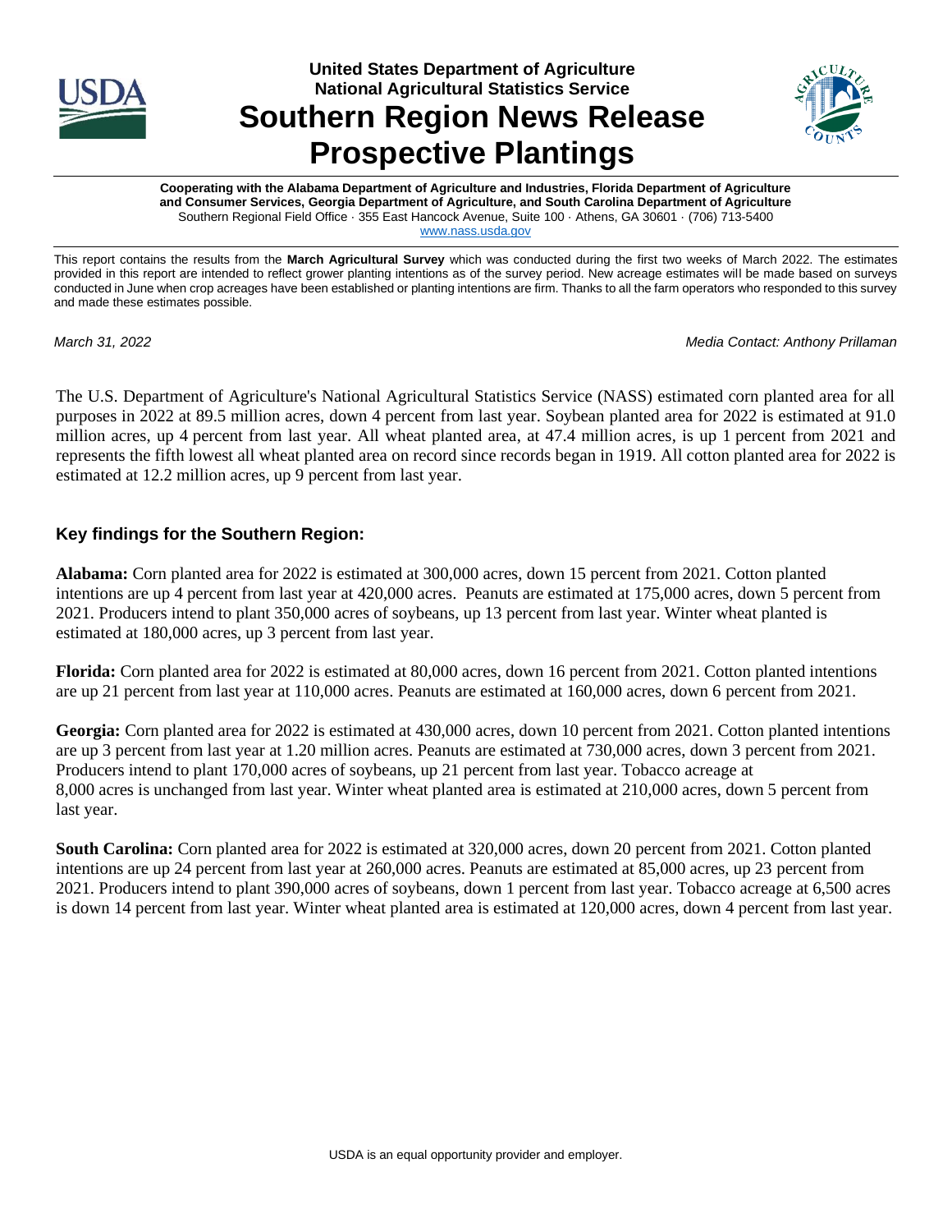# United States Department of Agriculture
## National Agricultural Statistics Service

# Southern Region News Release
# Prospective Plantings

**Cooperating with the Alabama Department of Agriculture and Industries, Florida Department of Agriculture and Consumer Services, Georgia Department of Agriculture, and South Carolina Department of Agriculture**

Southern Regional Field Office · 355 East Hancock Avenue, Suite 100 · Athens, GA 30601 · (706) 713-5400

www.nass.usda.gov

This report contains the results from the **March Agricultural Survey** which was conducted during the first two weeks of March 2022. The estimates provided in this report are intended to reflect grower planting intentions as of the survey period. New acreage estimates will be made based on surveys conducted in June when crop acreages have been established or planting intentions are firm. Thanks to all the farm operators who responded to this survey and made these estimates possible.

*March 31, 2022* — *Media Contact: Anthony Prillaman*

The U.S. Department of Agriculture's National Agricultural Statistics Service (NASS) estimated corn planted area for all purposes in 2022 at 89.5 million acres, down 4 percent from last year. Soybean planted area for 2022 is estimated at 91.0 million acres, up 4 percent from last year. All wheat planted area, at 47.4 million acres, is up 1 percent from 2021 and represents the fifth lowest all wheat planted area on record since records began in 1919. All cotton planted area for 2022 is estimated at 12.2 million acres, up 9 percent from last year.

### Key findings for the Southern Region:

**Alabama:** Corn planted area for 2022 is estimated at 300,000 acres, down 15 percent from 2021. Cotton planted intentions are up 4 percent from last year at 420,000 acres. Peanuts are estimated at 175,000 acres, down 5 percent from 2021. Producers intend to plant 350,000 acres of soybeans, up 13 percent from last year. Winter wheat planted is estimated at 180,000 acres, up 3 percent from last year.

**Florida:** Corn planted area for 2022 is estimated at 80,000 acres, down 16 percent from 2021. Cotton planted intentions are up 21 percent from last year at 110,000 acres. Peanuts are estimated at 160,000 acres, down 6 percent from 2021.

**Georgia:** Corn planted area for 2022 is estimated at 430,000 acres, down 10 percent from 2021. Cotton planted intentions are up 3 percent from last year at 1.20 million acres. Peanuts are estimated at 730,000 acres, down 3 percent from 2021. Producers intend to plant 170,000 acres of soybeans, up 21 percent from last year. Tobacco acreage at 8,000 acres is unchanged from last year. Winter wheat planted area is estimated at 210,000 acres, down 5 percent from last year.

**South Carolina:** Corn planted area for 2022 is estimated at 320,000 acres, down 20 percent from 2021. Cotton planted intentions are up 24 percent from last year at 260,000 acres. Peanuts are estimated at 85,000 acres, up 23 percent from 2021. Producers intend to plant 390,000 acres of soybeans, down 1 percent from last year. Tobacco acreage at 6,500 acres is down 14 percent from last year. Winter wheat planted area is estimated at 120,000 acres, down 4 percent from last year.

USDA is an equal opportunity provider and employer.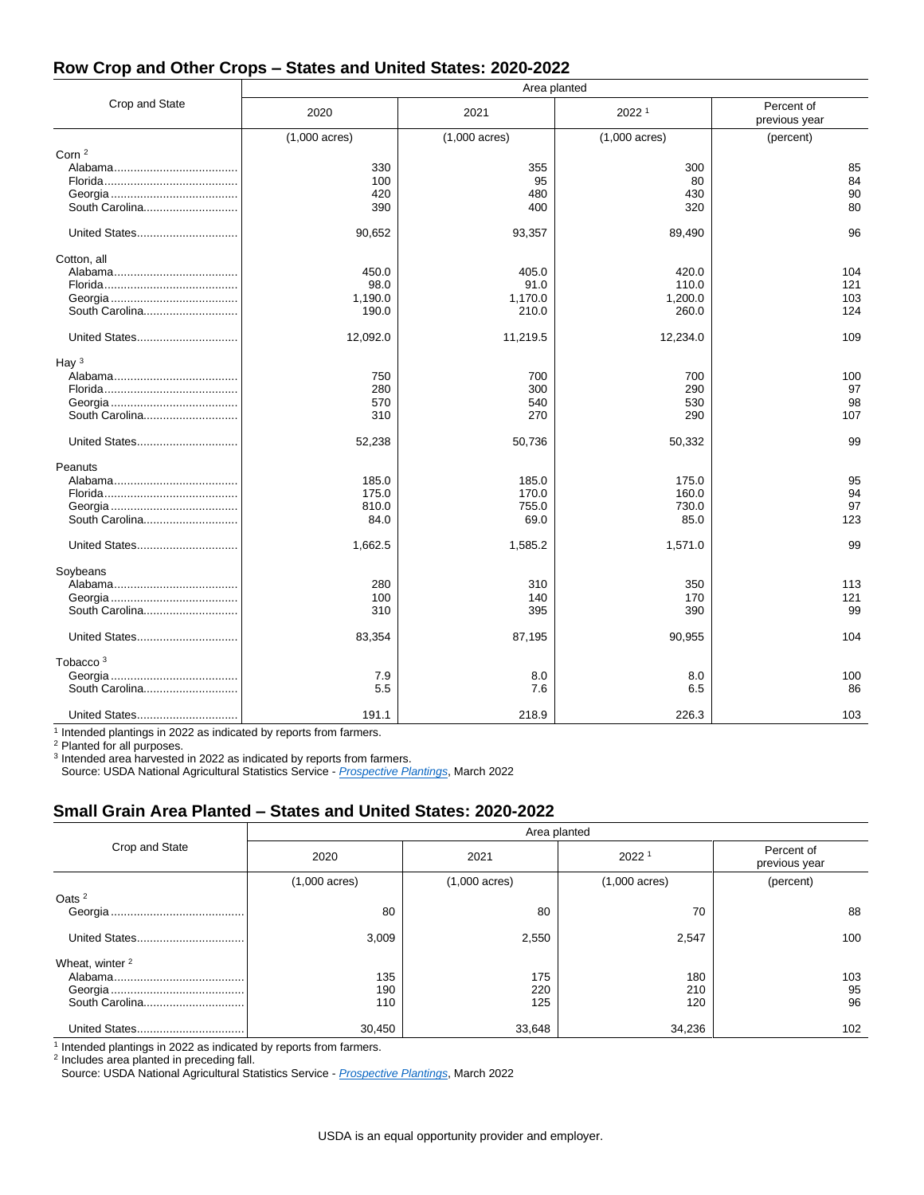## Row Crop and Other Crops – States and United States: 2020-2022

| Crop and State | Area planted | | | |
|---|---|---|---|---|
| | 2020 | 2021 | 2022 [1] | Percent of previous year |
| | (1,000 acres) | (1,000 acres) | (1,000 acres) | (percent) |
| Corn [2] | | | | |
| Alabama | 330 | 355 | 300 | 85 |
| Florida | 100 | 95 | 80 | 84 |
| Georgia | 420 | 480 | 430 | 90 |
| South Carolina | 390 | 400 | 320 | 80 |
| United States | 90,652 | 93,357 | 89,490 | 96 |
| Cotton, all | | | | |
| Alabama | 450.0 | 405.0 | 420.0 | 104 |
| Florida | 98.0 | 91.0 | 110.0 | 121 |
| Georgia | 1,190.0 | 1,170.0 | 1,200.0 | 103 |
| South Carolina | 190.0 | 210.0 | 260.0 | 124 |
| United States | 12,092.0 | 11,219.5 | 12,234.0 | 109 |
| Hay [3] | | | | |
| Alabama | 750 | 700 | 700 | 100 |
| Florida | 280 | 300 | 290 | 97 |
| Georgia | 570 | 540 | 530 | 98 |
| South Carolina | 310 | 270 | 290 | 107 |
| United States | 52,238 | 50,736 | 50,332 | 99 |
| Peanuts | | | | |
| Alabama | 185.0 | 185.0 | 175.0 | 95 |
| Florida | 175.0 | 170.0 | 160.0 | 94 |
| Georgia | 810.0 | 755.0 | 730.0 | 97 |
| South Carolina | 84.0 | 69.0 | 85.0 | 123 |
| United States | 1,662.5 | 1,585.2 | 1,571.0 | 99 |
| Soybeans | | | | |
| Alabama | 280 | 310 | 350 | 113 |
| Georgia | 100 | 140 | 170 | 121 |
| South Carolina | 310 | 395 | 390 | 99 |
| United States | 83,354 | 87,195 | 90,955 | 104 |
| Tobacco [3] | | | | |
| Georgia | 7.9 | 8.0 | 8.0 | 100 |
| South Carolina | 5.5 | 7.6 | 6.5 | 86 |
| United States | 191.1 | 218.9 | 226.3 | 103 |

[1] Intended plantings in 2022 as indicated by reports from farmers.
[2] Planted for all purposes.
[3] Intended area harvested in 2022 as indicated by reports from farmers.
Source: USDA National Agricultural Statistics Service - *Prospective Plantings*, March 2022

## Small Grain Area Planted – States and United States: 2020-2022

| Crop and State | Area planted | | | |
|---|---|---|---|---|
| | 2020 | 2021 | 2022 [1] | Percent of previous year |
| | (1,000 acres) | (1,000 acres) | (1,000 acres) | (percent) |
| Oats [2] | | | | |
| Georgia | 80 | 80 | 70 | 88 |
| United States | 3,009 | 2,550 | 2,547 | 100 |
| Wheat, winter [2] | | | | |
| Alabama | 135 | 175 | 180 | 103 |
| Georgia | 190 | 220 | 210 | 95 |
| South Carolina | 110 | 125 | 120 | 96 |
| United States | 30,450 | 33,648 | 34,236 | 102 |

[1] Intended plantings in 2022 as indicated by reports from farmers.
[2] Includes area planted in preceding fall.
Source: USDA National Agricultural Statistics Service - *Prospective Plantings*, March 2022

USDA is an equal opportunity provider and employer.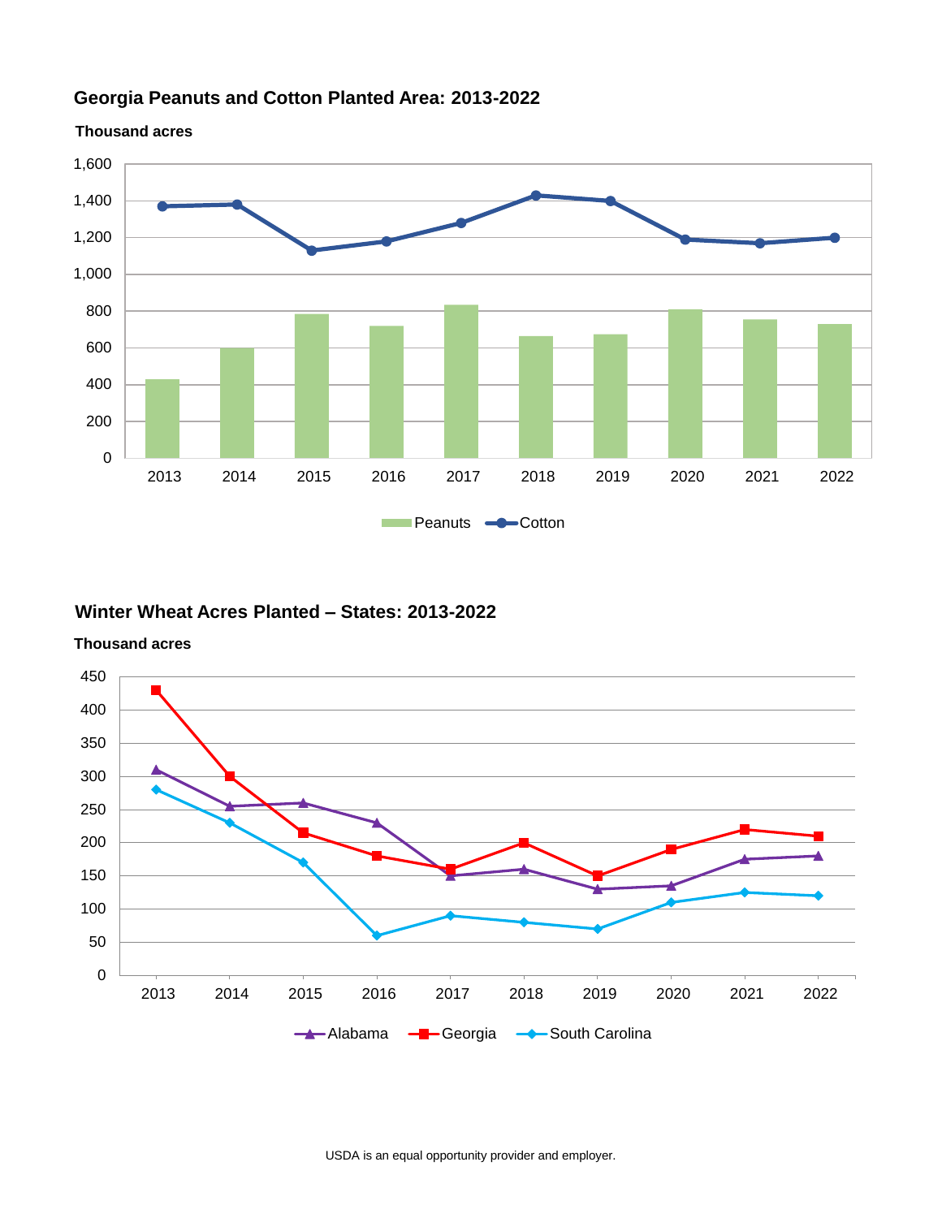## Georgia Peanuts and Cotton Planted Area: 2013-2022

Thousand acres

1,600
1,400
1,200
1,000
800
600
400
200
0

2013 2014 2015 2016 2017 2018 2019 2020 2021 2022

Peanuts Cotton

## Winter Wheat Acres Planted – States: 2013-2022

Thousand acres

450
400
350
300
250
200
150
100
50
0

2013 2014 2015 2016 2017 2018 2019 2020 2021 2022

Alabama Georgia South Carolina

USDA is an equal opportunity provider and employer.